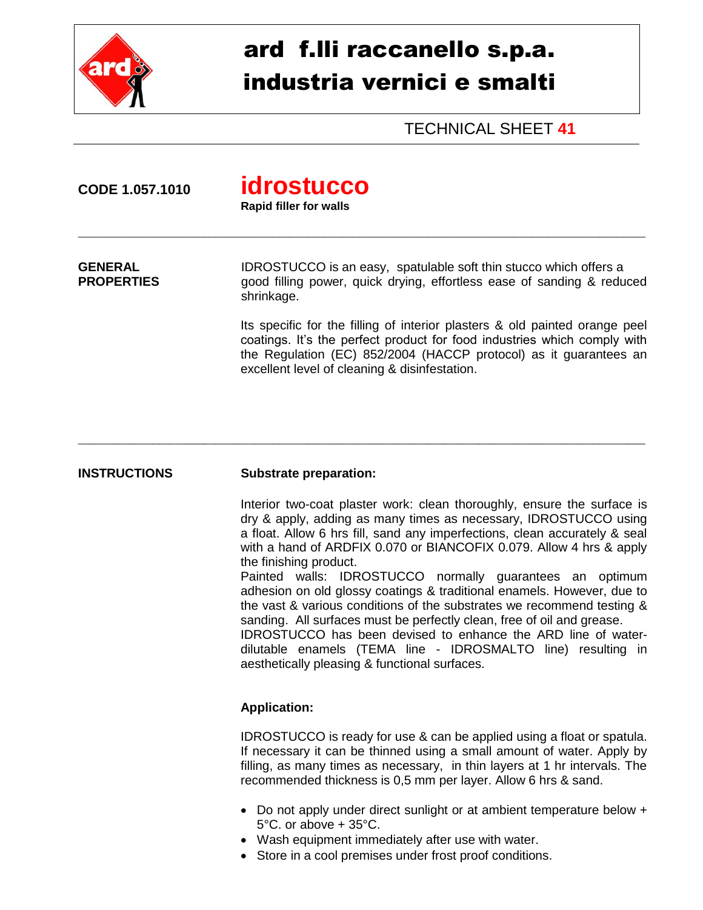# ard f.lli raccanello s.p.a.
# industria vernici e smalti

TECHNICAL SHEET **41**

**CODE 1.057.1010**

## idrostucco

**Rapid filler for walls**

---

**GENERAL PROPERTIES**

IDROSTUCCO is an easy, spatulable soft thin stucco which offers a good filling power, quick drying, effortless ease of sanding & reduced shrinkage.

Its specific for the filling of interior plasters & old painted orange peel coatings. It's the perfect product for food industries which comply with the Regulation (EC) 852/2004 (HACCP protocol) as it guarantees an excellent level of cleaning & disinfestation.

---

**INSTRUCTIONS**

**Substrate preparation:**

Interior two-coat plaster work: clean thoroughly, ensure the surface is dry & apply, adding as many times as necessary, IDROSTUCCO using a float. Allow 6 hrs fill, sand any imperfections, clean accurately & seal with a hand of ARDFIX 0.070 or BIANCOFIX 0.079. Allow 4 hrs & apply the finishing product.
Painted walls: IDROSTUCCO normally guarantees an optimum adhesion on old glossy coatings & traditional enamels. However, due to the vast & various conditions of the substrates we recommend testing & sanding. All surfaces must be perfectly clean, free of oil and grease.
IDROSTUCCO has been devised to enhance the ARD line of water-dilutable enamels (TEMA line - IDROSMALTO line) resulting in aesthetically pleasing & functional surfaces.

**Application:**

IDROSTUCCO is ready for use & can be applied using a float or spatula. If necessary it can be thinned using a small amount of water. Apply by filling, as many times as necessary, in thin layers at 1 hr intervals. The recommended thickness is 0,5 mm per layer. Allow 6 hrs & sand.

- Do not apply under direct sunlight or at ambient temperature below + 5°C. or above + 35°C.
- Wash equipment immediately after use with water.
- Store in a cool premises under frost proof conditions.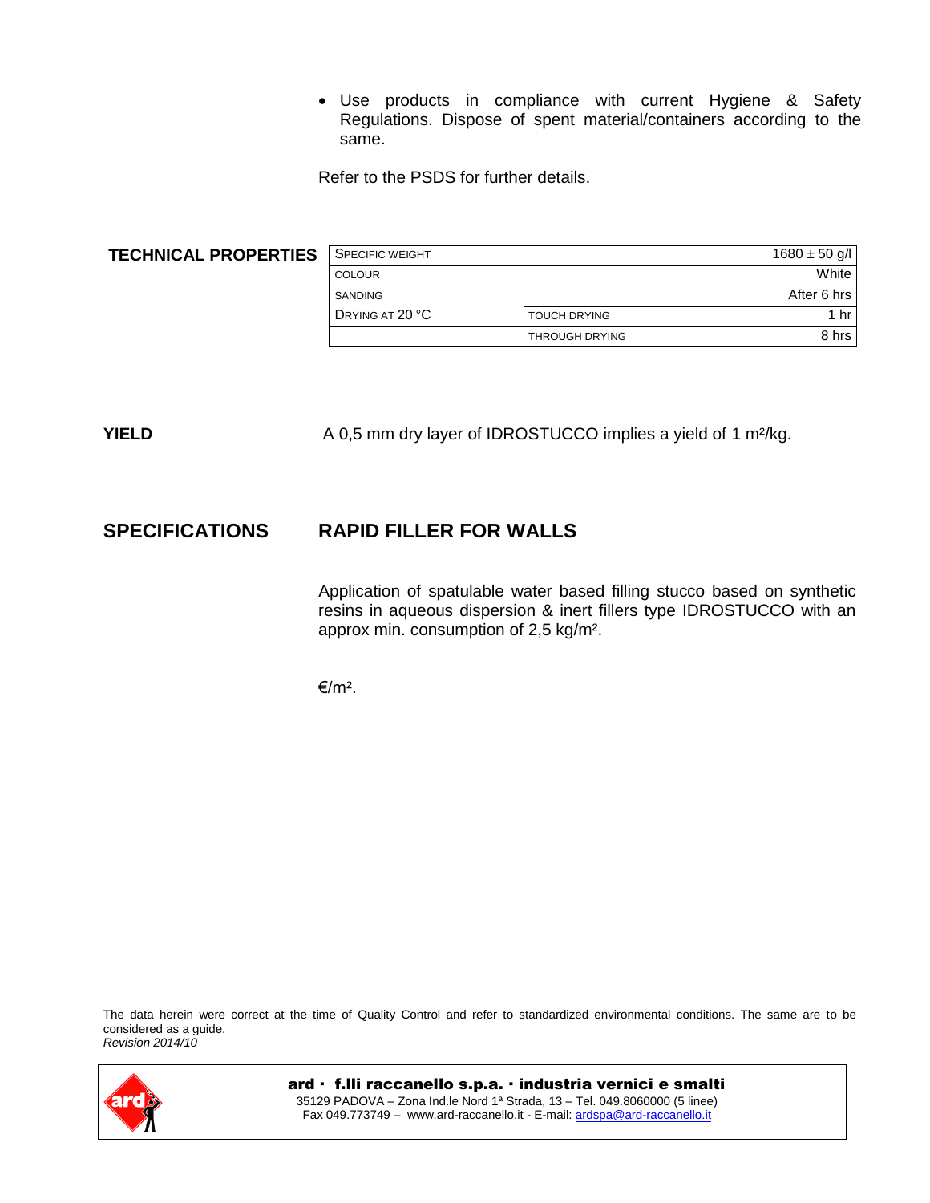- Use products in compliance with current Hygiene & Safety Regulations. Dispose of spent material/containers according to the same.

Refer to the PSDS for further details.

**TECHNICAL PROPERTIES**

| | | |
|---|---|---|
| SPECIFIC WEIGHT | | 1680 ± 50 g/l |
| COLOUR | | White |
| SANDING | | After 6 hrs |
| DRYING AT 20 °C | TOUCH DRYING | 1 hr |
| | THROUGH DRYING | 8 hrs |

**YIELD**

A 0,5 mm dry layer of IDROSTUCCO implies a yield of 1 m²/kg.

## SPECIFICATIONS

## RAPID FILLER FOR WALLS

Application of spatulable water based filling stucco based on synthetic resins in aqueous dispersion & inert fillers type IDROSTUCCO with an approx min. consumption of 2,5 kg/m².

€/m².

The data herein were correct at the time of Quality Control and refer to standardized environmental conditions. The same are to be considered as a guide.
*Revision 2014/10*

**ard · f.lli raccanello s.p.a. · industria vernici e smalti**
35129 PADOVA – Zona Ind.le Nord 1ª Strada, 13 – Tel. 049.8060000 (5 linee)
Fax 049.773749 – www.ard-raccanello.it - E-mail: ardspa@ard-raccanello.it